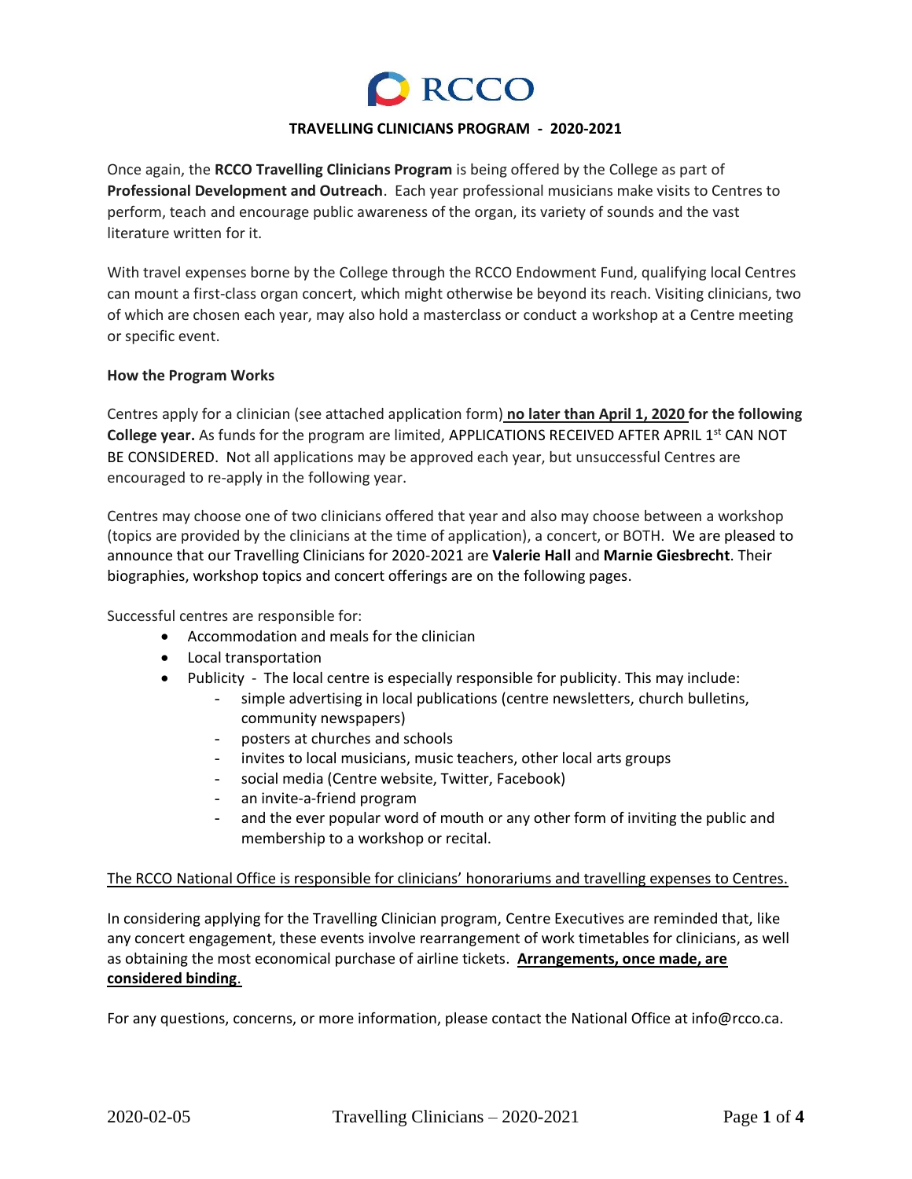# RCCO

## TRAVELLING CLINICIANS PROGRAM - 2020-2021

Once again, the **RCCO Travelling Clinicians Program** is being offered by the College as part of **Professional Development and Outreach**. Each year professional musicians make visits to Centres to perform, teach and encourage public awareness of the organ, its variety of sounds and the vast literature written for it.

With travel expenses borne by the College through the RCCO Endowment Fund, qualifying local Centres can mount a first-class organ concert, which might otherwise be beyond its reach. Visiting clinicians, two of which are chosen each year, may also hold a masterclass or conduct a workshop at a Centre meeting or specific event.

**How the Program Works**

Centres apply for a clinician (see attached application form) **no later than April 1, 2020 for the following College year.** As funds for the program are limited, APPLICATIONS RECEIVED AFTER APRIL 1st CAN NOT BE CONSIDERED. Not all applications may be approved each year, but unsuccessful Centres are encouraged to re-apply in the following year.

Centres may choose one of two clinicians offered that year and also may choose between a workshop (topics are provided by the clinicians at the time of application), a concert, or BOTH. We are pleased to announce that our Travelling Clinicians for 2020-2021 are **Valerie Hall** and **Marnie Giesbrecht**. Their biographies, workshop topics and concert offerings are on the following pages.

Successful centres are responsible for:

- Accommodation and meals for the clinician
- Local transportation
- Publicity - The local centre is especially responsible for publicity. This may include:
  - simple advertising in local publications (centre newsletters, church bulletins, community newspapers)
  - posters at churches and schools
  - invites to local musicians, music teachers, other local arts groups
  - social media (Centre website, Twitter, Facebook)
  - an invite-a-friend program
  - and the ever popular word of mouth or any other form of inviting the public and membership to a workshop or recital.

<u>The RCCO National Office is responsible for clinicians' honorariums and travelling expenses to Centres.</u>

In considering applying for the Travelling Clinician program, Centre Executives are reminded that, like any concert engagement, these events involve rearrangement of work timetables for clinicians, as well as obtaining the most economical purchase of airline tickets. **<u>Arrangements, once made, are considered binding</u>**.

For any questions, concerns, or more information, please contact the National Office at info@rcco.ca.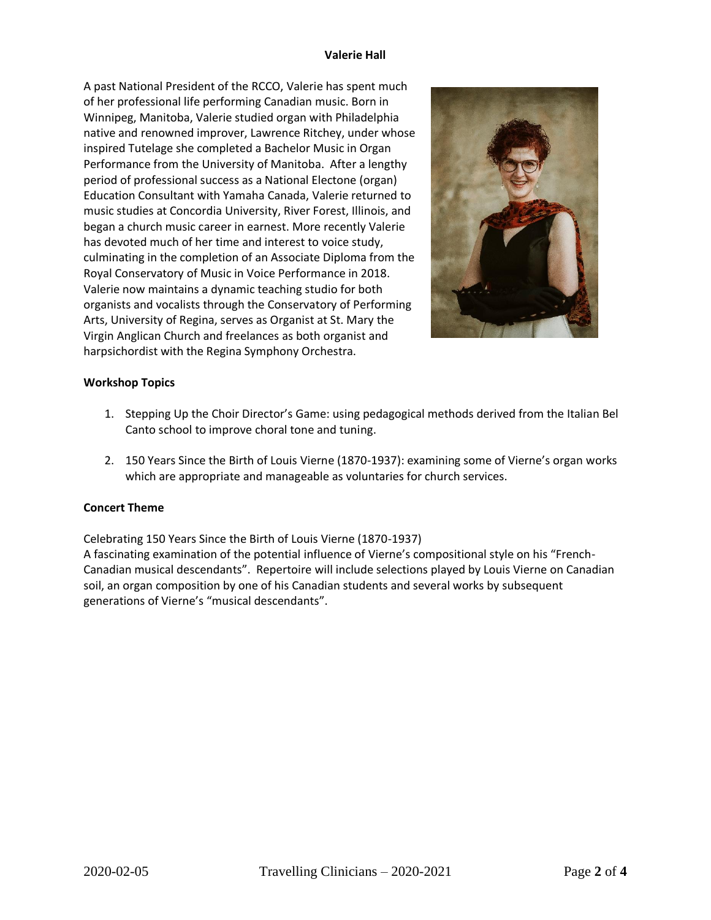**Valerie Hall**

A past National President of the RCCO, Valerie has spent much of her professional life performing Canadian music. Born in Winnipeg, Manitoba, Valerie studied organ with Philadelphia native and renowned improver, Lawrence Ritchey, under whose inspired Tutelage she completed a Bachelor Music in Organ Performance from the University of Manitoba. After a lengthy period of professional success as a National Electone (organ) Education Consultant with Yamaha Canada, Valerie returned to music studies at Concordia University, River Forest, Illinois, and began a church music career in earnest. More recently Valerie has devoted much of her time and interest to voice study, culminating in the completion of an Associate Diploma from the Royal Conservatory of Music in Voice Performance in 2018. Valerie now maintains a dynamic teaching studio for both organists and vocalists through the Conservatory of Performing Arts, University of Regina, serves as Organist at St. Mary the Virgin Anglican Church and freelances as both organist and harpsichordist with the Regina Symphony Orchestra.

**Workshop Topics**

1. Stepping Up the Choir Director's Game: using pedagogical methods derived from the Italian Bel Canto school to improve choral tone and tuning.
2. 150 Years Since the Birth of Louis Vierne (1870-1937): examining some of Vierne's organ works which are appropriate and manageable as voluntaries for church services.

**Concert Theme**

Celebrating 150 Years Since the Birth of Louis Vierne (1870-1937)
A fascinating examination of the potential influence of Vierne's compositional style on his "French-Canadian musical descendants". Repertoire will include selections played by Louis Vierne on Canadian soil, an organ composition by one of his Canadian students and several works by subsequent generations of Vierne's "musical descendants".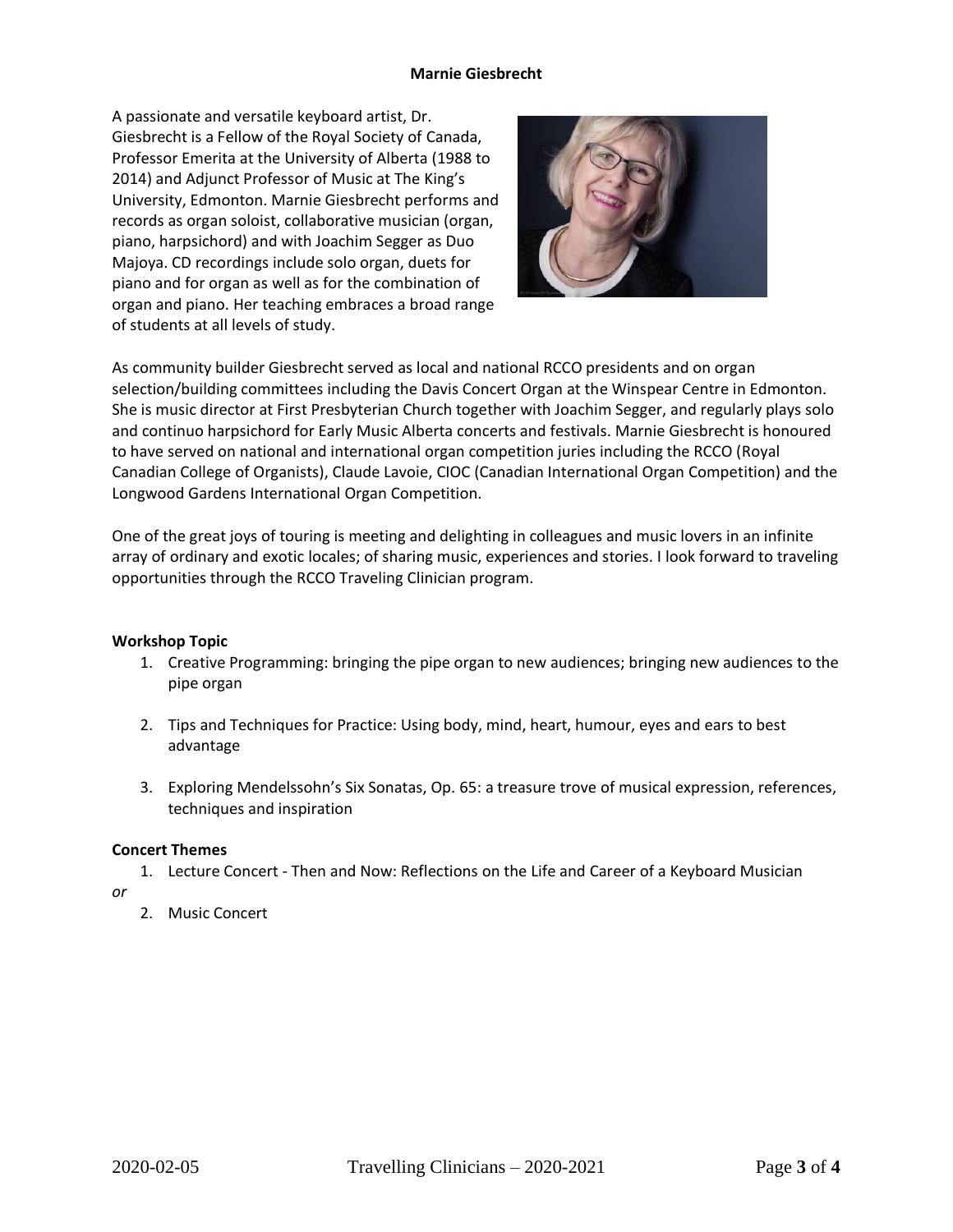**Marnie Giesbrecht**

A passionate and versatile keyboard artist, Dr. Giesbrecht is a Fellow of the Royal Society of Canada, Professor Emerita at the University of Alberta (1988 to 2014) and Adjunct Professor of Music at The King's University, Edmonton. Marnie Giesbrecht performs and records as organ soloist, collaborative musician (organ, piano, harpsichord) and with Joachim Segger as Duo Majoya. CD recordings include solo organ, duets for piano and for organ as well as for the combination of organ and piano. Her teaching embraces a broad range of students at all levels of study.

As community builder Giesbrecht served as local and national RCCO presidents and on organ selection/building committees including the Davis Concert Organ at the Winspear Centre in Edmonton. She is music director at First Presbyterian Church together with Joachim Segger, and regularly plays solo and continuo harpsichord for Early Music Alberta concerts and festivals. Marnie Giesbrecht is honoured to have served on national and international organ competition juries including the RCCO (Royal Canadian College of Organists), Claude Lavoie, CIOC (Canadian International Organ Competition) and the Longwood Gardens International Organ Competition.

One of the great joys of touring is meeting and delighting in colleagues and music lovers in an infinite array of ordinary and exotic locales; of sharing music, experiences and stories. I look forward to traveling opportunities through the RCCO Traveling Clinician program.

**Workshop Topic**

1. Creative Programming: bringing the pipe organ to new audiences; bringing new audiences to the pipe organ

2. Tips and Techniques for Practice: Using body, mind, heart, humour, eyes and ears to best advantage

3. Exploring Mendelssohn's Six Sonatas, Op. 65: a treasure trove of musical expression, references, techniques and inspiration

**Concert Themes**

1. Lecture Concert - Then and Now: Reflections on the Life and Career of a Keyboard Musician

*or*

2. Music Concert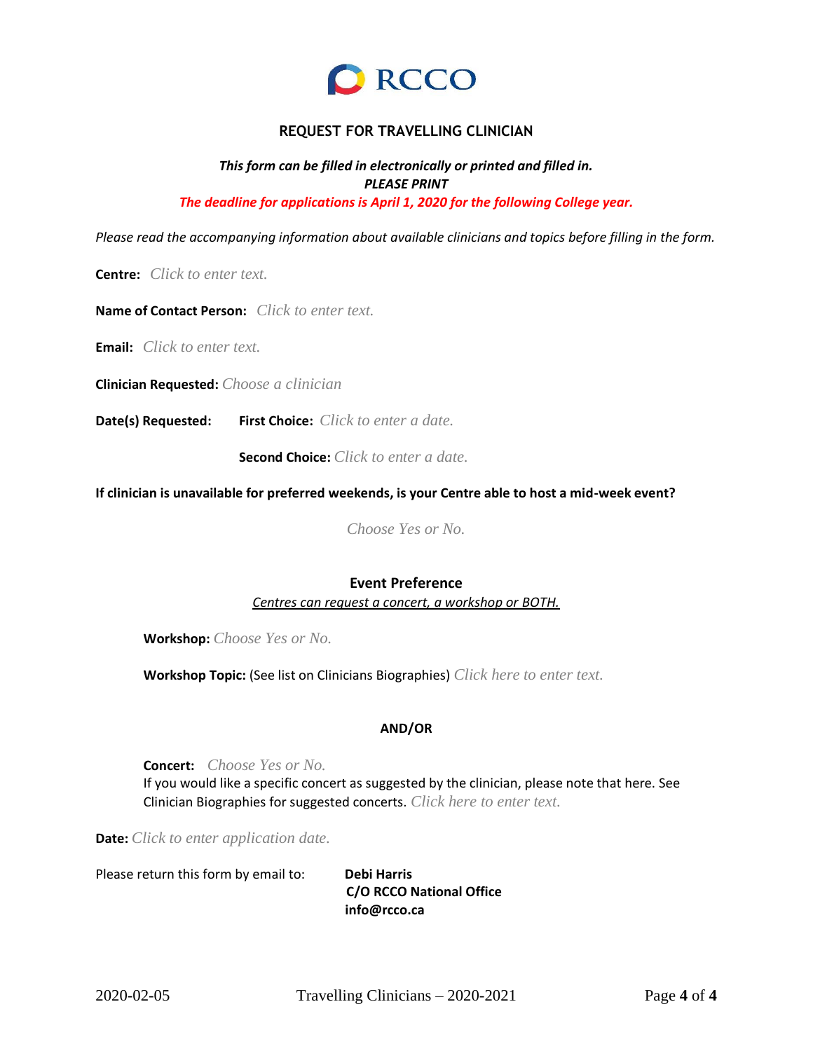RCCO

# REQUEST FOR TRAVELLING CLINICIAN

***This form can be filled in electronically or printed and filled in.***
***PLEASE PRINT***
***The deadline for applications is April 1, 2020 for the following College year.***

*Please read the accompanying information about available clinicians and topics before filling in the form.*

**Centre:** *Click to enter text.*

**Name of Contact Person:** *Click to enter text.*

**Email:** *Click to enter text.*

**Clinician Requested:** *Choose a clinician*

**Date(s) Requested:** **First Choice:** *Click to enter a date.*

**Second Choice:** *Click to enter a date.*

**If clinician is unavailable for preferred weekends, is your Centre able to host a mid-week event?**

*Choose Yes or No.*

## Event Preference

*Centres can request a concert, a workshop or BOTH.*

**Workshop:** *Choose Yes or No.*

**Workshop Topic:** (See list on Clinicians Biographies) *Click here to enter text.*

**AND/OR**

**Concert:** *Choose Yes or No.*
If you would like a specific concert as suggested by the clinician, please note that here. See Clinician Biographies for suggested concerts. *Click here to enter text.*

**Date:** *Click to enter application date.*

Please return this form by email to: **Debi Harris**
**C/O RCCO National Office**
**info@rcco.ca**